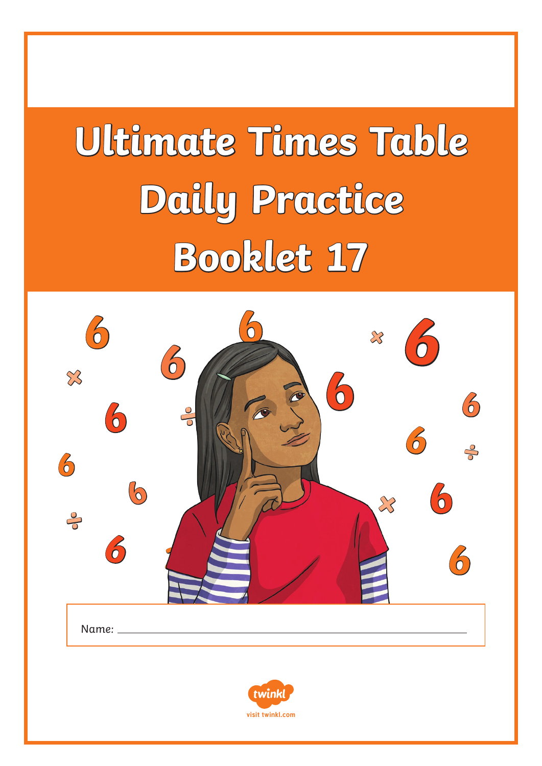# Ultimate Times Table Daily Practice Booklet 17

Name: \_\_\_\_\_\_\_\_\_\_\_\_\_\_\_\_\_\_\_\_\_\_\_\_\_\_\_\_\_\_\_\_\_\_\_\_\_\_\_\_

visit twinkl.com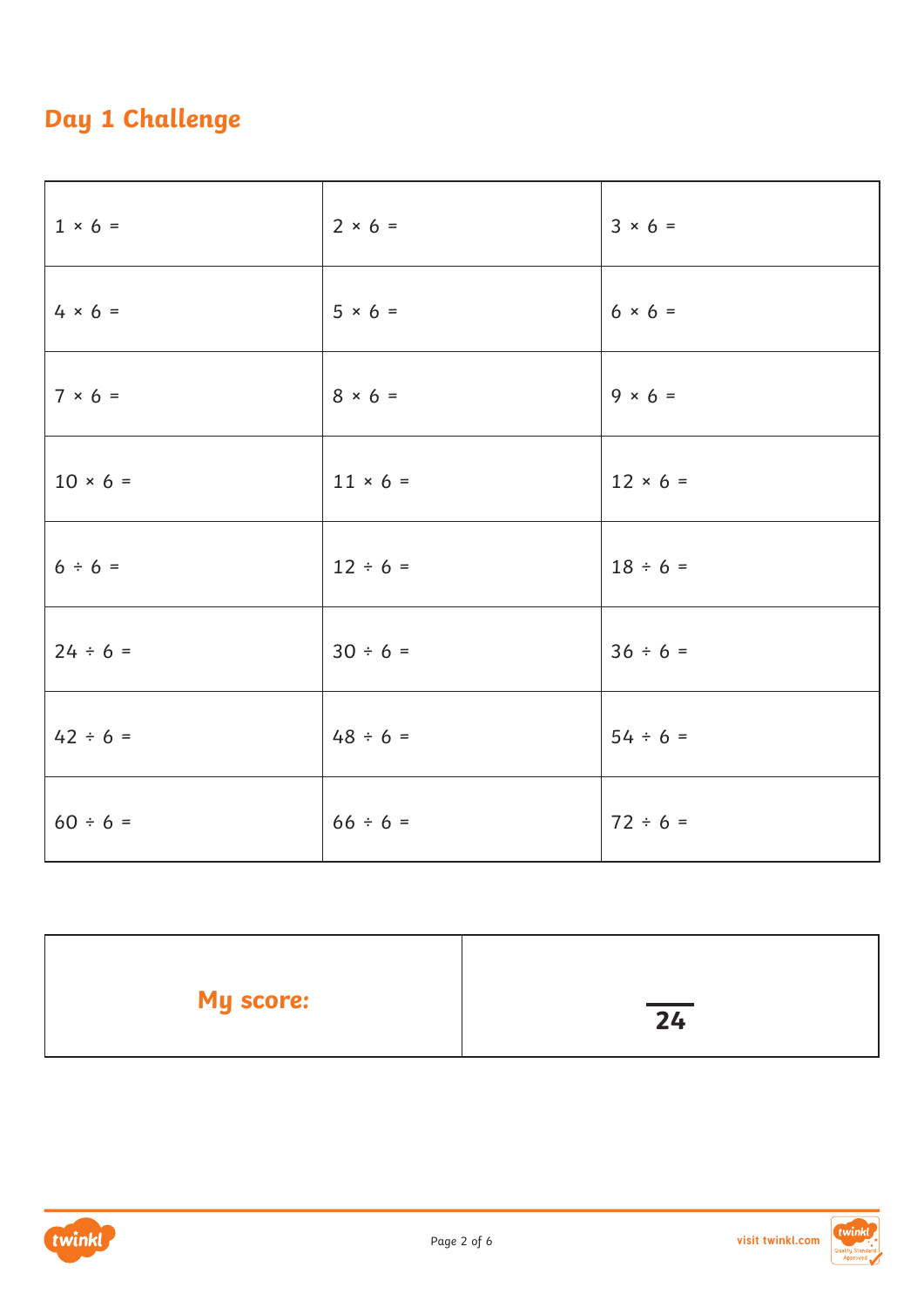## Day 1 Challenge

| | | |
|---|---|---|
| 1 × 6 = | 2 × 6 = | 3 × 6 = |
| 4 × 6 = | 5 × 6 = | 6 × 6 = |
| 7 × 6 = | 8 × 6 = | 9 × 6 = |
| 10 × 6 = | 11 × 6 = | 12 × 6 = |
| 6 ÷ 6 = | 12 ÷ 6 = | 18 ÷ 6 = |
| 24 ÷ 6 = | 30 ÷ 6 = | 36 ÷ 6 = |
| 42 ÷ 6 = | 48 ÷ 6 = | 54 ÷ 6 = |
| 60 ÷ 6 = | 66 ÷ 6 = | 72 ÷ 6 = |

| | |
|---|---|
| **My score:** | ___ / **24** |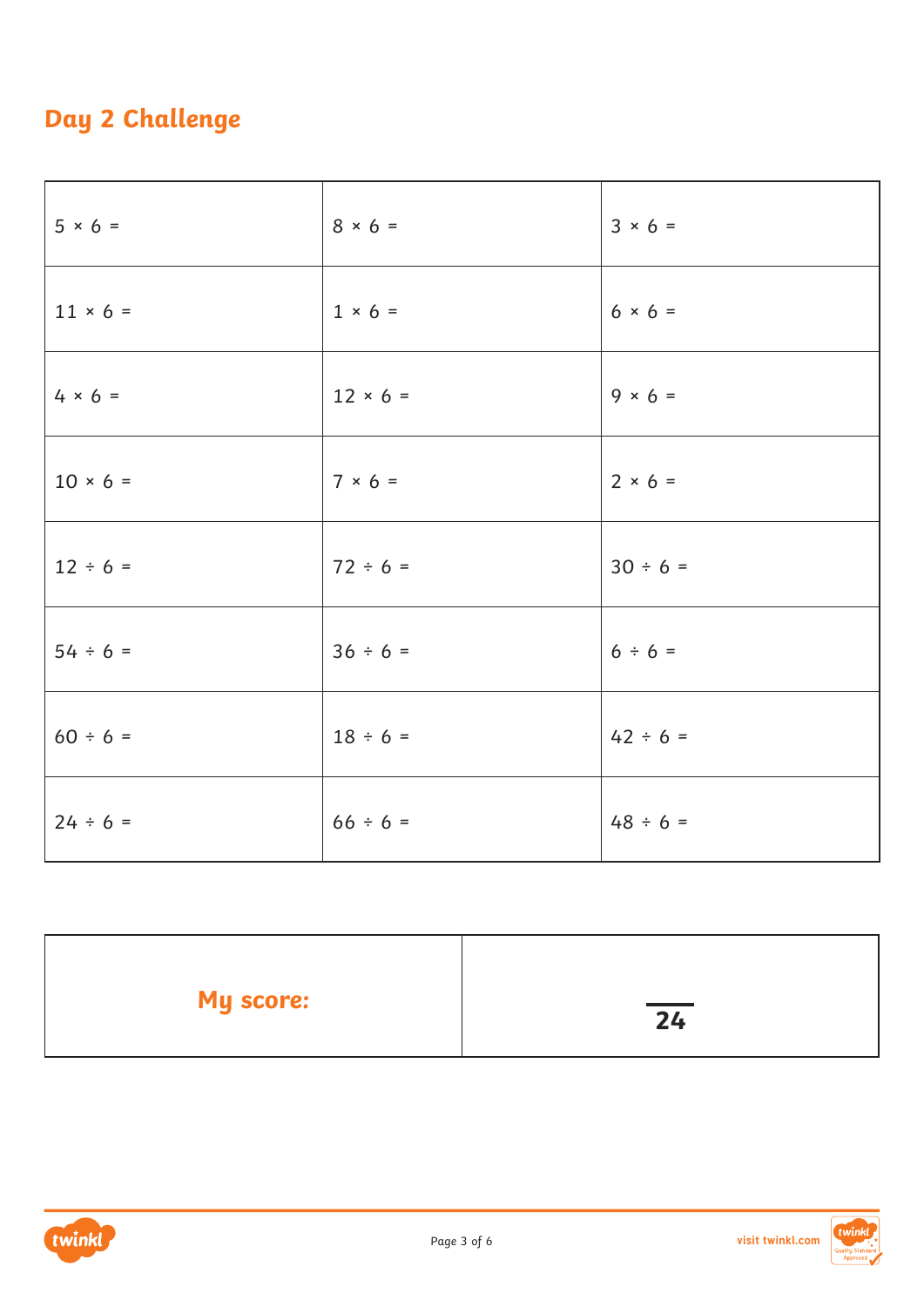## Day 2 Challenge

| | | |
|---|---|---|
| $5 \times 6 =$ | $8 \times 6 =$ | $3 \times 6 =$ |
| $11 \times 6 =$ | $1 \times 6 =$ | $6 \times 6 =$ |
| $4 \times 6 =$ | $12 \times 6 =$ | $9 \times 6 =$ |
| $10 \times 6 =$ | $7 \times 6 =$ | $2 \times 6 =$ |
| $12 \div 6 =$ | $72 \div 6 =$ | $30 \div 6 =$ |
| $54 \div 6 =$ | $36 \div 6 =$ | $6 \div 6 =$ |
| $60 \div 6 =$ | $18 \div 6 =$ | $42 \div 6 =$ |
| $24 \div 6 =$ | $66 \div 6 =$ | $48 \div 6 =$ |

| | |
|---|---|
| **My score:** | $\overline{\phantom{0}}$ **24** |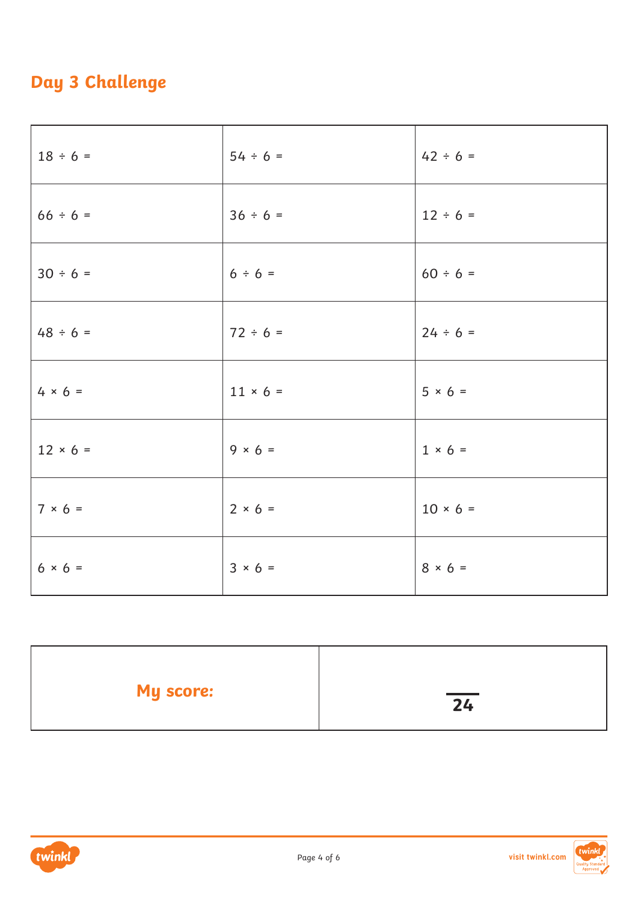## Day 3 Challenge

| | | |
|---|---|---|
| $18 \div 6 =$ | $54 \div 6 =$ | $42 \div 6 =$ |
| $66 \div 6 =$ | $36 \div 6 =$ | $12 \div 6 =$ |
| $30 \div 6 =$ | $6 \div 6 =$ | $60 \div 6 =$ |
| $48 \div 6 =$ | $72 \div 6 =$ | $24 \div 6 =$ |
| $4 \times 6 =$ | $11 \times 6 =$ | $5 \times 6 =$ |
| $12 \times 6 =$ | $9 \times 6 =$ | $1 \times 6 =$ |
| $7 \times 6 =$ | $2 \times 6 =$ | $10 \times 6 =$ |
| $6 \times 6 =$ | $3 \times 6 =$ | $8 \times 6 =$ |

| | |
|---|---|
| **My score:** | $\overline{\phantom{00}}$ **24** |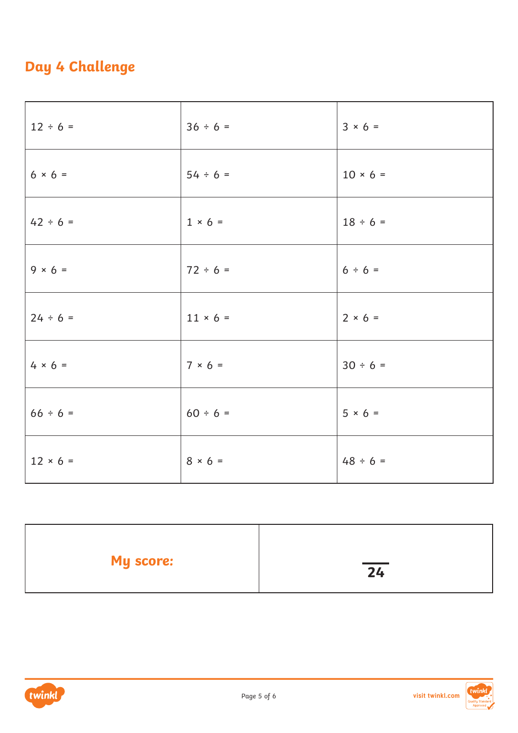## Day 4 Challenge

| | | |
|---|---|---|
| $12 \div 6 =$ | $36 \div 6 =$ | $3 \times 6 =$ |
| $6 \times 6 =$ | $54 \div 6 =$ | $10 \times 6 =$ |
| $42 \div 6 =$ | $1 \times 6 =$ | $18 \div 6 =$ |
| $9 \times 6 =$ | $72 \div 6 =$ | $6 \div 6 =$ |
| $24 \div 6 =$ | $11 \times 6 =$ | $2 \times 6 =$ |
| $4 \times 6 =$ | $7 \times 6 =$ | $30 \div 6 =$ |
| $66 \div 6 =$ | $60 \div 6 =$ | $5 \times 6 =$ |
| $12 \times 6 =$ | $8 \times 6 =$ | $48 \div 6 =$ |

| | |
|---|---|
| **My score:** | ___ / **24** |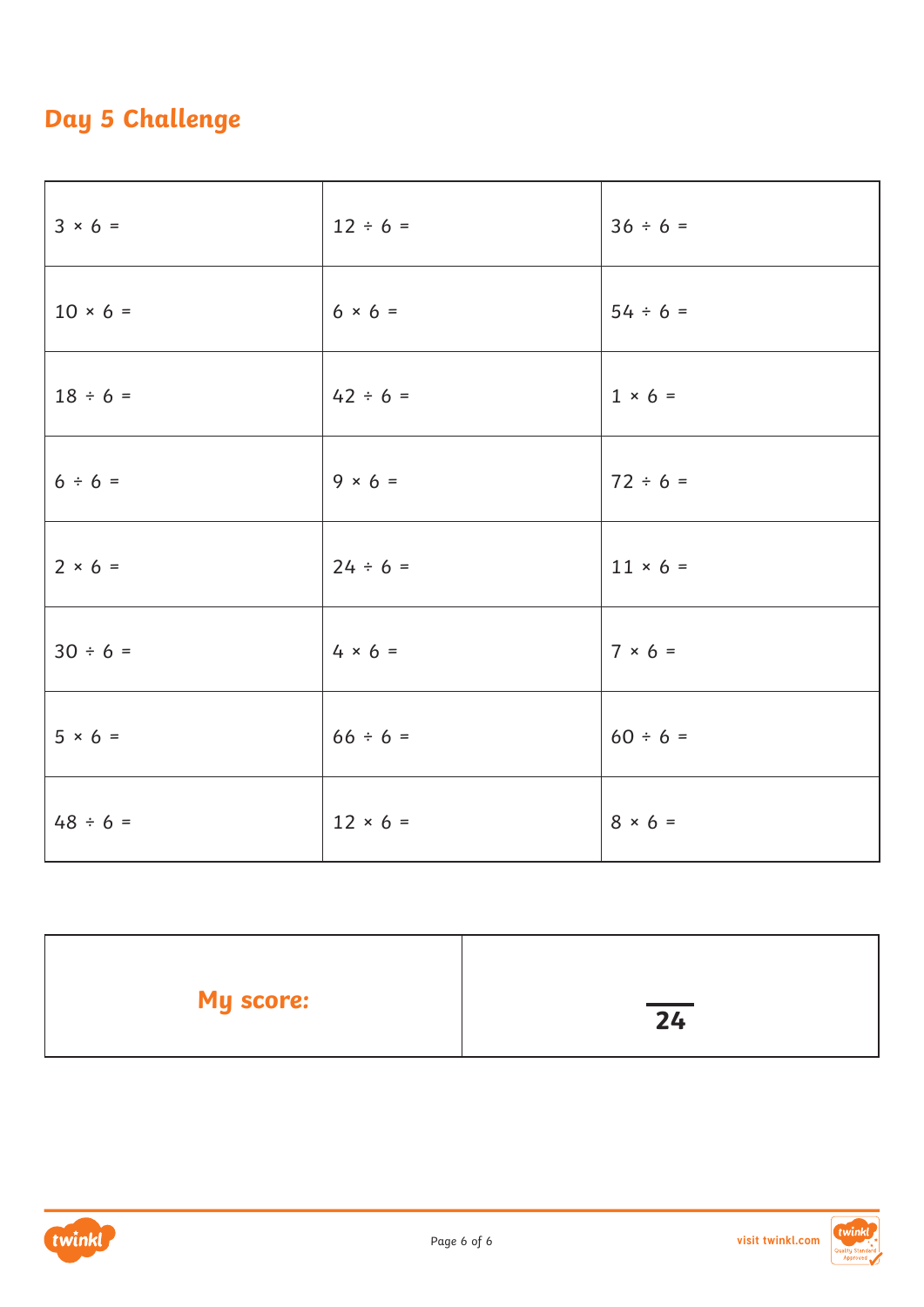## Day 5 Challenge

| | | |
|---|---|---|
| $3 \times 6 =$ | $12 \div 6 =$ | $36 \div 6 =$ |
| $10 \times 6 =$ | $6 \times 6 =$ | $54 \div 6 =$ |
| $18 \div 6 =$ | $42 \div 6 =$ | $1 \times 6 =$ |
| $6 \div 6 =$ | $9 \times 6 =$ | $72 \div 6 =$ |
| $2 \times 6 =$ | $24 \div 6 =$ | $11 \times 6 =$ |
| $30 \div 6 =$ | $4 \times 6 =$ | $7 \times 6 =$ |
| $5 \times 6 =$ | $66 \div 6 =$ | $60 \div 6 =$ |
| $48 \div 6 =$ | $12 \times 6 =$ | $8 \times 6 =$ |

| | |
|---|---|
| **My score:** | $\overline{\phantom{00}}$ **24** |